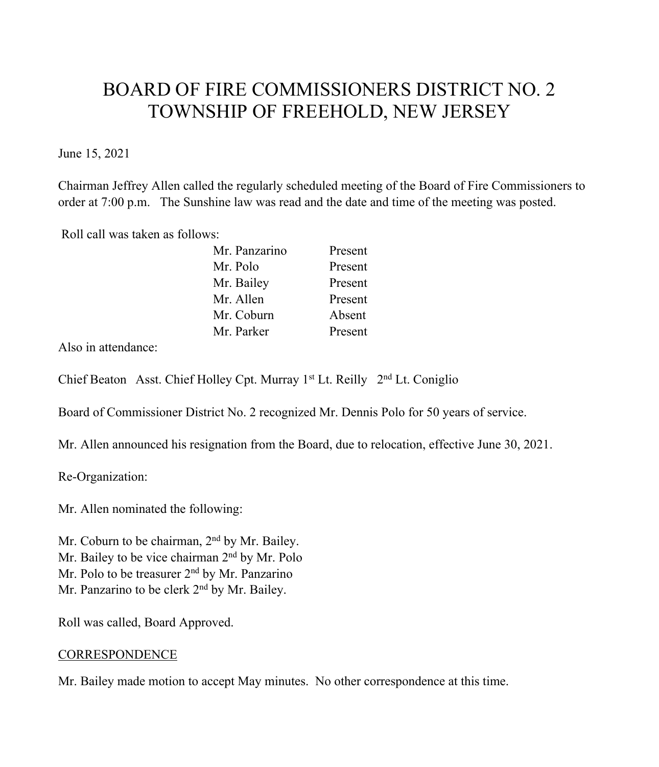# BOARD OF FIRE COMMISSIONERS DISTRICT NO. 2
# TOWNSHIP OF FREEHOLD, NEW JERSEY

June 15, 2021

Chairman Jeffrey Allen called the regularly scheduled meeting of the Board of Fire Commissioners to order at 7:00 p.m. The Sunshine law was read and the date and time of the meeting was posted.

Roll call was taken as follows:

| | |
|---|---|
| Mr. Panzarino | Present |
| Mr. Polo | Present |
| Mr. Bailey | Present |
| Mr. Allen | Present |
| Mr. Coburn | Absent |
| Mr. Parker | Present |

Also in attendance:

Chief Beaton Asst. Chief Holley Cpt. Murray 1st Lt. Reilly 2nd Lt. Coniglio

Board of Commissioner District No. 2 recognized Mr. Dennis Polo for 50 years of service.

Mr. Allen announced his resignation from the Board, due to relocation, effective June 30, 2021.

Re-Organization:

Mr. Allen nominated the following:

Mr. Coburn to be chairman, 2nd by Mr. Bailey.
Mr. Bailey to be vice chairman 2nd by Mr. Polo
Mr. Polo to be treasurer 2nd by Mr. Panzarino
Mr. Panzarino to be clerk 2nd by Mr. Bailey.

Roll was called, Board Approved.

## CORRESPONDENCE

Mr. Bailey made motion to accept May minutes. No other correspondence at this time.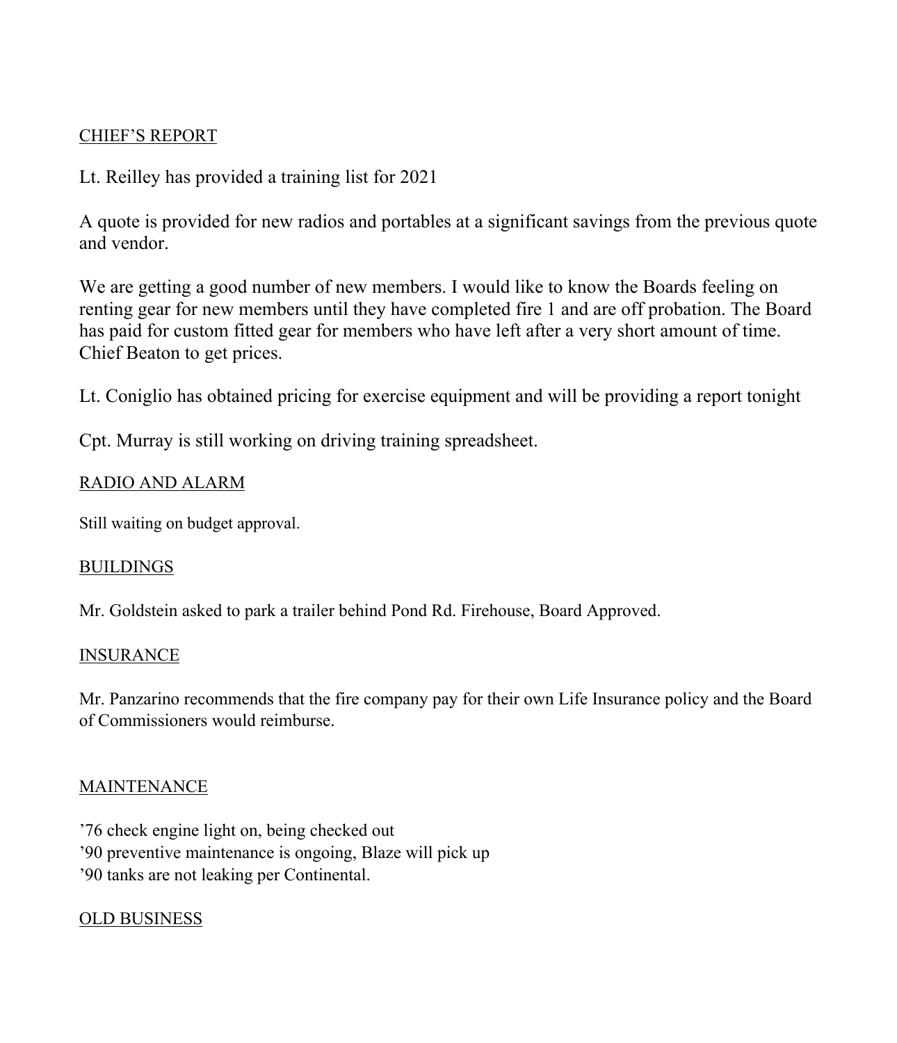CHIEF’S REPORT

Lt. Reilley has provided a training list for 2021

A quote is provided for new radios and portables at a significant savings from the previous quote and vendor.

We are getting a good number of new members. I would like to know the Boards feeling on renting gear for new members until they have completed fire 1 and are off probation. The Board has paid for custom fitted gear for members who have left after a very short amount of time. Chief Beaton to get prices.

Lt. Coniglio has obtained pricing for exercise equipment and will be providing a report tonight

Cpt. Murray is still working on driving training spreadsheet.

RADIO AND ALARM

Still waiting on budget approval.

BUILDINGS

Mr. Goldstein asked to park a trailer behind Pond Rd. Firehouse, Board Approved.

INSURANCE

Mr. Panzarino recommends that the fire company pay for their own Life Insurance policy and the Board of Commissioners would reimburse.

MAINTENANCE

’76 check engine light on, being checked out
’90 preventive maintenance is ongoing, Blaze will pick up
’90 tanks are not leaking per Continental.

OLD BUSINESS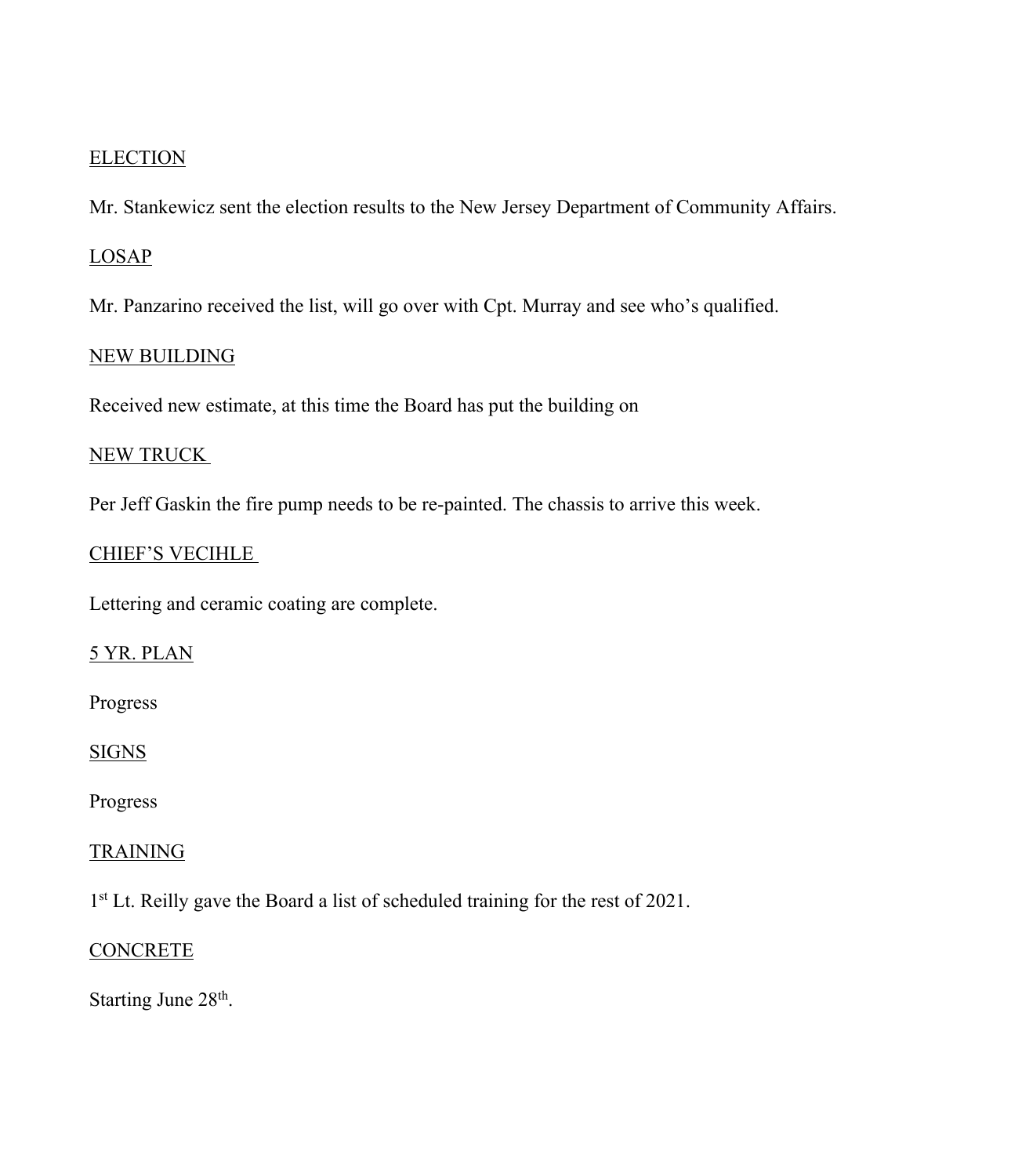ELECTION

Mr. Stankewicz sent the election results to the New Jersey Department of Community Affairs.

LOSAP

Mr. Panzarino received the list, will go over with Cpt. Murray and see who's qualified.

NEW BUILDING

Received new estimate, at this time the Board has put the building on

NEW TRUCK

Per Jeff Gaskin the fire pump needs to be re-painted. The chassis to arrive this week.

CHIEF'S VECIHLE

Lettering and ceramic coating are complete.

5 YR. PLAN

Progress

SIGNS

Progress

TRAINING

1st Lt. Reilly gave the Board a list of scheduled training for the rest of 2021.

CONCRETE

Starting June 28th.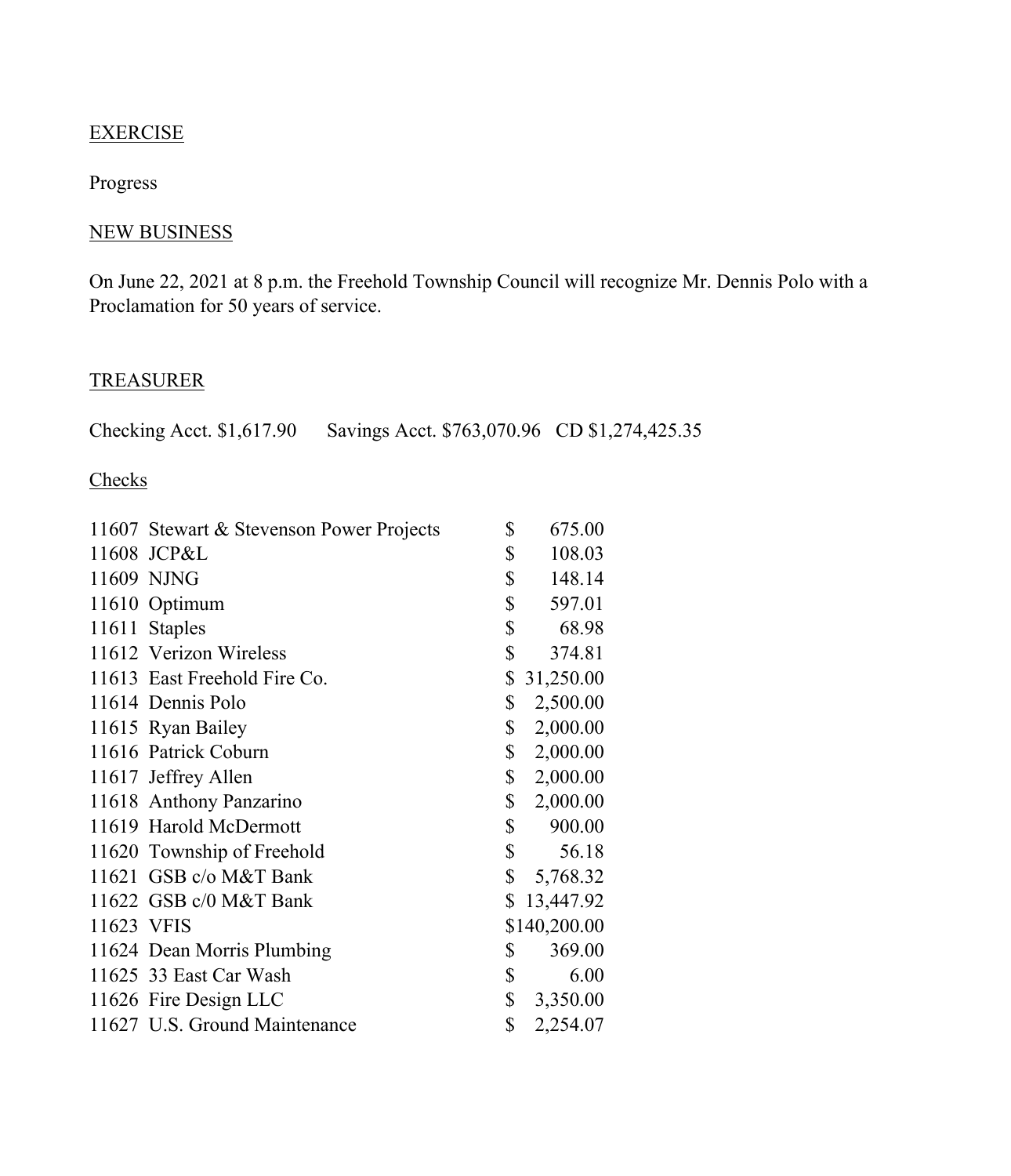EXERCISE

Progress

NEW BUSINESS

On June 22, 2021 at 8 p.m. the Freehold Township Council will recognize Mr. Dennis Polo with a Proclamation for 50 years of service.

TREASURER

Checking Acct. $1,617.90 Savings Acct. $763,070.96 CD $1,274,425.35

Checks

| | | |
|---|---|---|
| 11607 | Stewart & Stevenson Power Projects | $ 675.00 |
| 11608 | JCP&L | $ 108.03 |
| 11609 | NJNG | $ 148.14 |
| 11610 | Optimum | $ 597.01 |
| 11611 | Staples | $ 68.98 |
| 11612 | Verizon Wireless | $ 374.81 |
| 11613 | East Freehold Fire Co. | $ 31,250.00 |
| 11614 | Dennis Polo | $ 2,500.00 |
| 11615 | Ryan Bailey | $ 2,000.00 |
| 11616 | Patrick Coburn | $ 2,000.00 |
| 11617 | Jeffrey Allen | $ 2,000.00 |
| 11618 | Anthony Panzarino | $ 2,000.00 |
| 11619 | Harold McDermott | $ 900.00 |
| 11620 | Township of Freehold | $ 56.18 |
| 11621 | GSB c/o M&T Bank | $ 5,768.32 |
| 11622 | GSB c/0 M&T Bank | $ 13,447.92 |
| 11623 | VFIS | $140,200.00 |
| 11624 | Dean Morris Plumbing | $ 369.00 |
| 11625 | 33 East Car Wash | $ 6.00 |
| 11626 | Fire Design LLC | $ 3,350.00 |
| 11627 | U.S. Ground Maintenance | $ 2,254.07 |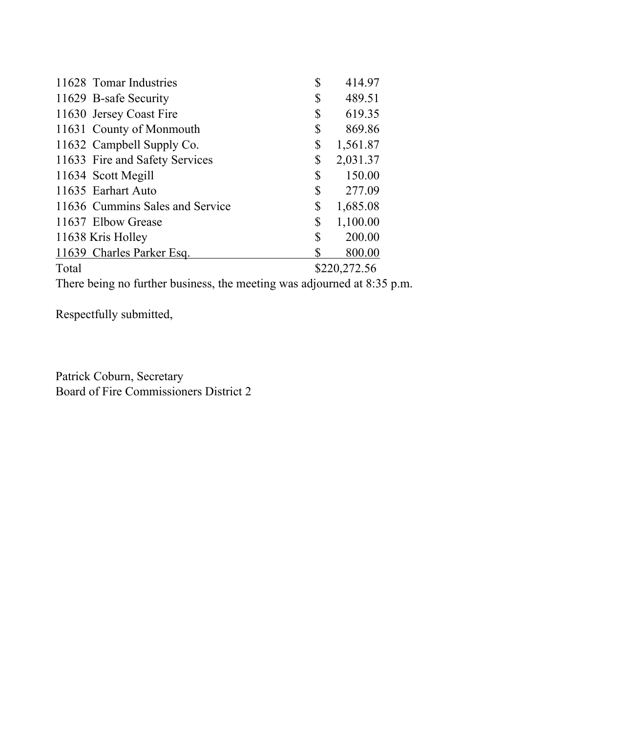| | | |
|---|---|---|
| 11628 Tomar Industries | $ | 414.97 |
| 11629 B-safe Security | $ | 489.51 |
| 11630 Jersey Coast Fire | $ | 619.35 |
| 11631 County of Monmouth | $ | 869.86 |
| 11632 Campbell Supply Co. | $ | 1,561.87 |
| 11633 Fire and Safety Services | $ | 2,031.37 |
| 11634 Scott Megill | $ | 150.00 |
| 11635 Earhart Auto | $ | 277.09 |
| 11636 Cummins Sales and Service | $ | 1,685.08 |
| 11637 Elbow Grease | $ | 1,100.00 |
| 11638 Kris Holley | $ | 200.00 |
| 11639 Charles Parker Esq. | $ | 800.00 |
| Total | | $220,272.56 |

There being no further business, the meeting was adjourned at 8:35 p.m.

Respectfully submitted,

Patrick Coburn, Secretary
Board of Fire Commissioners District 2